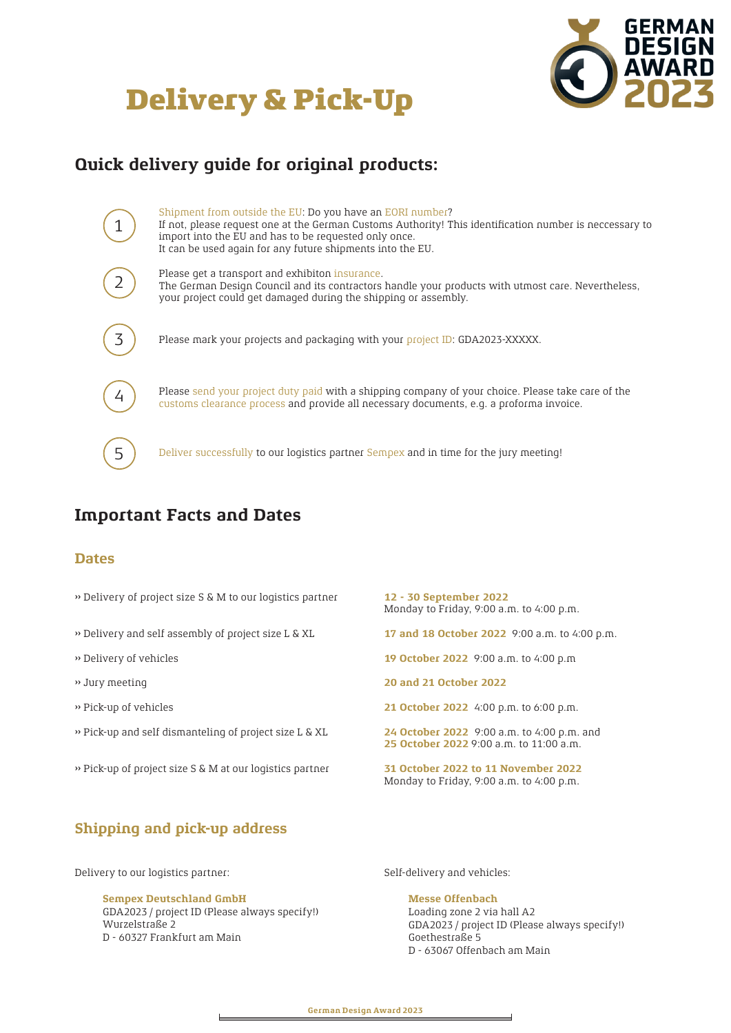# Delivery & Pick-Up

GERMAN DESIGN AWARD 2023

## Quick delivery guide for original products:

1. Shipment from outside the EU: Do you have an EORI number?
   If not, please request one at the German Customs Authority! This identification number is neccessary to import into the EU and has to be requested only once.
   It can be used again for any future shipments into the EU.

2. Please get a transport and exhibiton insurance.
   The German Design Council and its contractors handle your products with utmost care. Nevertheless, your project could get damaged during the shipping or assembly.

3. Please mark your projects and packaging with your project ID: GDA2023-XXXXX.

4. Please send your project duty paid with a shipping company of your choice. Please take care of the customs clearance process and provide all necessary documents, e.g. a proforma invoice.

5. Deliver successfully to our logistics partner Sempex and in time for the jury meeting!

## Important Facts and Dates

### Dates

| | |
|---|---|
| » Delivery of project size S & M to our logistics partner | **12 - 30 September 2022** Monday to Friday, 9:00 a.m. to 4:00 p.m. |
| » Delivery and self assembly of project size L & XL | **17 and 18 October 2022** 9:00 a.m. to 4:00 p.m. |
| » Delivery of vehicles | **19 October 2022** 9:00 a.m. to 4:00 p.m |
| » Jury meeting | **20 and 21 October 2022** |
| » Pick-up of vehicles | **21 October 2022** 4:00 p.m. to 6:00 p.m. |
| » Pick-up and self dismanteling of project size L & XL | **24 October 2022** 9:00 a.m. to 4:00 p.m. and **25 October 2022** 9:00 a.m. to 11:00 a.m. |
| » Pick-up of project size S & M at our logistics partner | **31 October 2022 to 11 November 2022** Monday to Friday, 9:00 a.m. to 4:00 p.m. |

### Shipping and pick-up address

Delivery to our logistics partner:

**Sempex Deutschland GmbH**
GDA2023 / project ID (Please always specify!)
Wurzelstraße 2
D - 60327 Frankfurt am Main

Self-delivery and vehicles:

**Messe Offenbach**
Loading zone 2 via hall A2
GDA2023 / project ID (Please always specify!)
Goethestraße 5
D - 63067 Offenbach am Main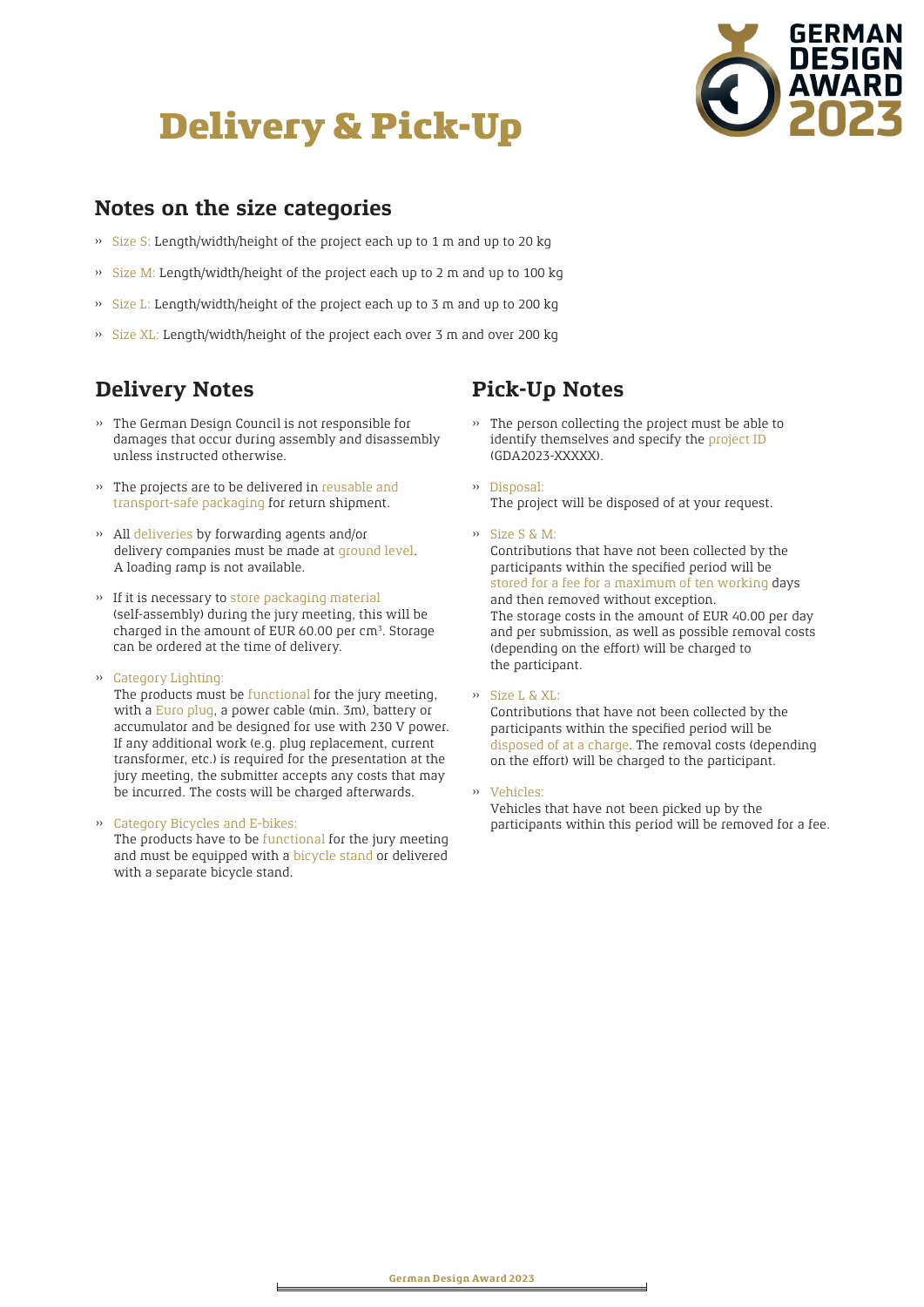# Delivery & Pick-Up

## Notes on the size categories

- Size S: Length/width/height of the project each up to 1 m and up to 20 kg
- Size M: Length/width/height of the project each up to 2 m and up to 100 kg
- Size L: Length/width/height of the project each up to 3 m and up to 200 kg
- Size XL: Length/width/height of the project each over 3 m and over 200 kg

## Delivery Notes

- The German Design Council is not responsible for damages that occur during assembly and disassembly unless instructed otherwise.
- The projects are to be delivered in reusable and transport-safe packaging for return shipment.
- All deliveries by forwarding agents and/or delivery companies must be made at ground level. A loading ramp is not available.
- If it is necessary to store packaging material (self-assembly) during the jury meeting, this will be charged in the amount of EUR 60.00 per cm³. Storage can be ordered at the time of delivery.
- Category Lighting:
  The products must be functional for the jury meeting, with a Euro plug, a power cable (min. 3m), battery or accumulator and be designed for use with 230 V power. If any additional work (e.g. plug replacement, current transformer, etc.) is required for the presentation at the jury meeting, the submitter accepts any costs that may be incurred. The costs will be charged afterwards.
- Category Bicycles and E-bikes:
  The products have to be functional for the jury meeting and must be equipped with a bicycle stand or delivered with a separate bicycle stand.

## Pick-Up Notes

- The person collecting the project must be able to identify themselves and specify the project ID (GDA2023-XXXXX).
- Disposal:
  The project will be disposed of at your request.
- Size S & M:
  Contributions that have not been collected by the participants within the specified period will be stored for a fee for a maximum of ten working days and then removed without exception.
  The storage costs in the amount of EUR 40.00 per day and per submission, as well as possible removal costs (depending on the effort) will be charged to the participant.
- Size L & XL:
  Contributions that have not been collected by the participants within the specified period will be disposed of at a charge. The removal costs (depending on the effort) will be charged to the participant.
- Vehicles:
  Vehicles that have not been picked up by the participants within this period will be removed for a fee.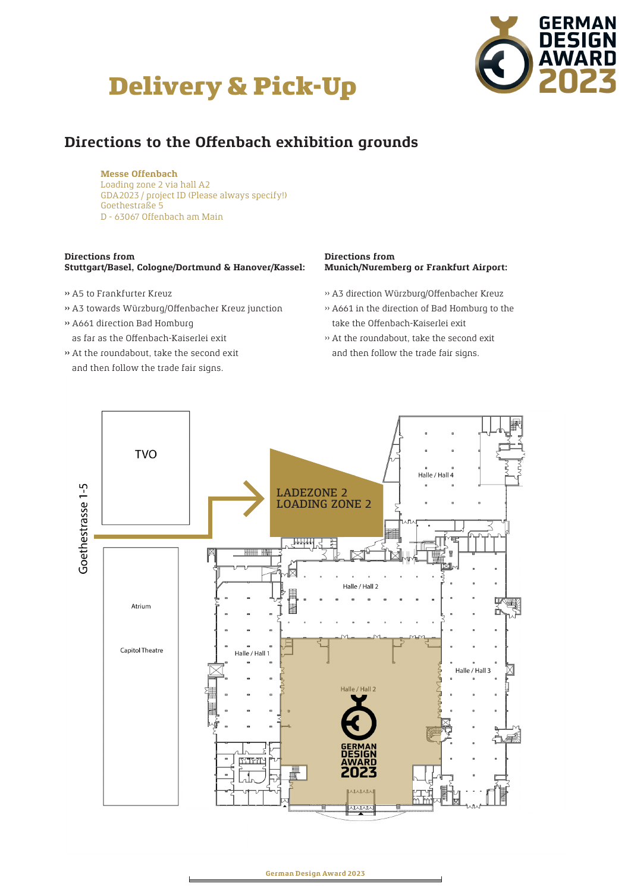# Delivery & Pick-Up

## Directions to the Offenbach exhibition grounds

**Messe Offenbach**
Loading zone 2 via hall A2
GDA2023 / project ID (Please always specify!)
Goethestraße 5
D - 63067 Offenbach am Main

**Directions from Stuttgart/Basel, Cologne/Dortmund & Hanover/Kassel:**

» A5 to Frankfurter Kreuz
» A3 towards Würzburg/Offenbacher Kreuz junction
» A661 direction Bad Homburg as far as the Offenbach-Kaiserlei exit
» At the roundabout, take the second exit and then follow the trade fair signs.

**Directions from Munich/Nuremberg or Frankfurt Airport:**

» A3 direction Würzburg/Offenbacher Kreuz
» A661 in the direction of Bad Homburg to the take the Offenbach-Kaiserlei exit
» At the roundabout, take the second exit and then follow the trade fair signs.

Goethestrasse 1-5

TVO

LADEZONE 2
LOADING ZONE 2

Halle / Hall 4

Halle / Hall 2

Atrium

Capitol Theatre

Halle / Hall 1

Halle / Hall 3

Halle / Hall 2

GERMAN DESIGN AWARD 2023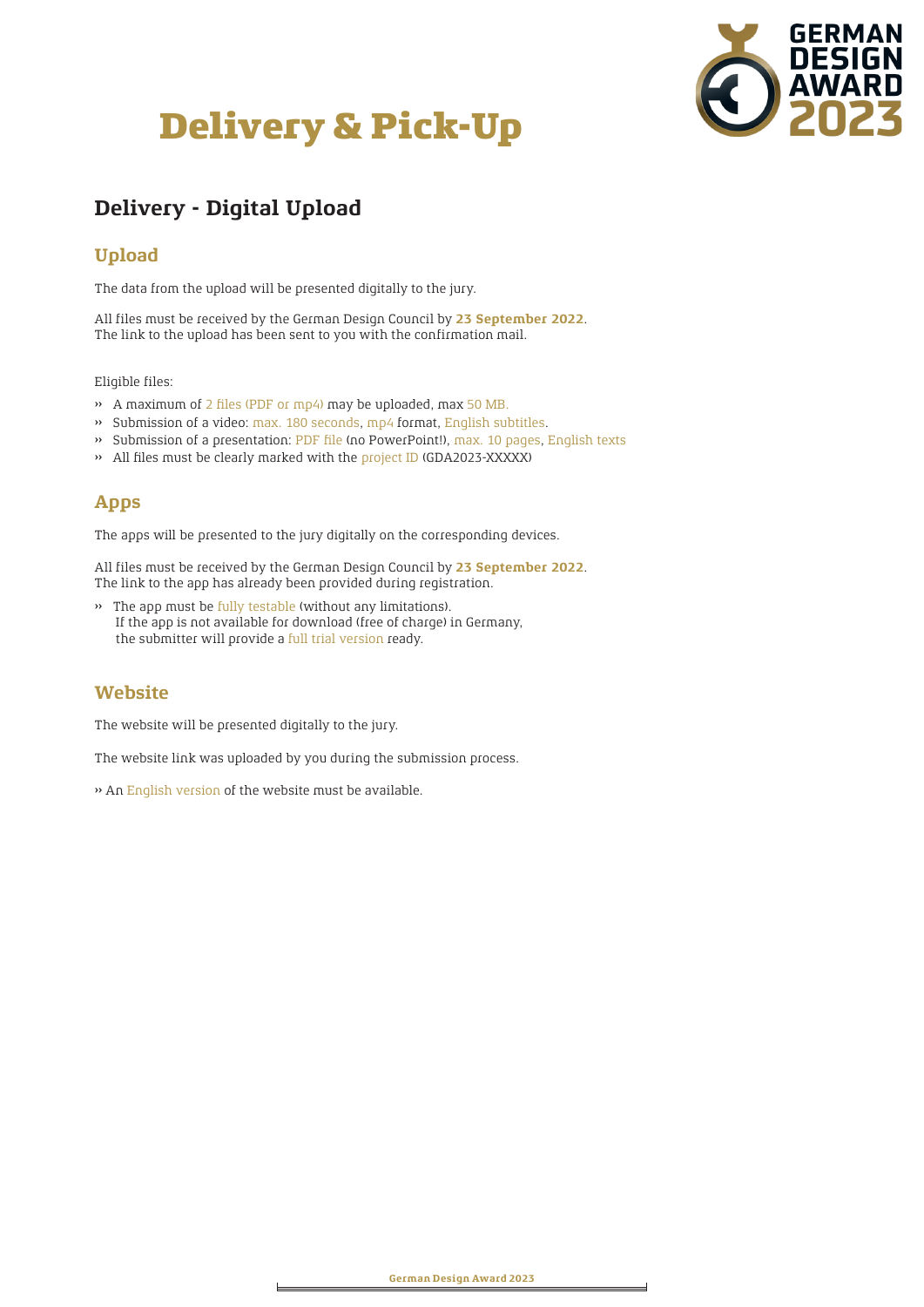# Delivery & Pick-Up

## Delivery - Digital Upload

### Upload

The data from the upload will be presented digitally to the jury.

All files must be received by the German Design Council by **23 September 2022**.
The link to the upload has been sent to you with the confirmation mail.

Eligible files:

- A maximum of 2 files (PDF or mp4) may be uploaded, max 50 MB.
- Submission of a video: max. 180 seconds, mp4 format, English subtitles.
- Submission of a presentation: PDF file (no PowerPoint!), max. 10 pages, English texts
- All files must be clearly marked with the project ID (GDA2023-XXXXX)

### Apps

The apps will be presented to the jury digitally on the corresponding devices.

All files must be received by the German Design Council by **23 September 2022**.
The link to the app has already been provided during registration.

- The app must be fully testable (without any limitations).
  If the app is not available for download (free of charge) in Germany,
  the submitter will provide a full trial version ready.

### Website

The website will be presented digitally to the jury.

The website link was uploaded by you during the submission process.

- An English version of the website must be available.